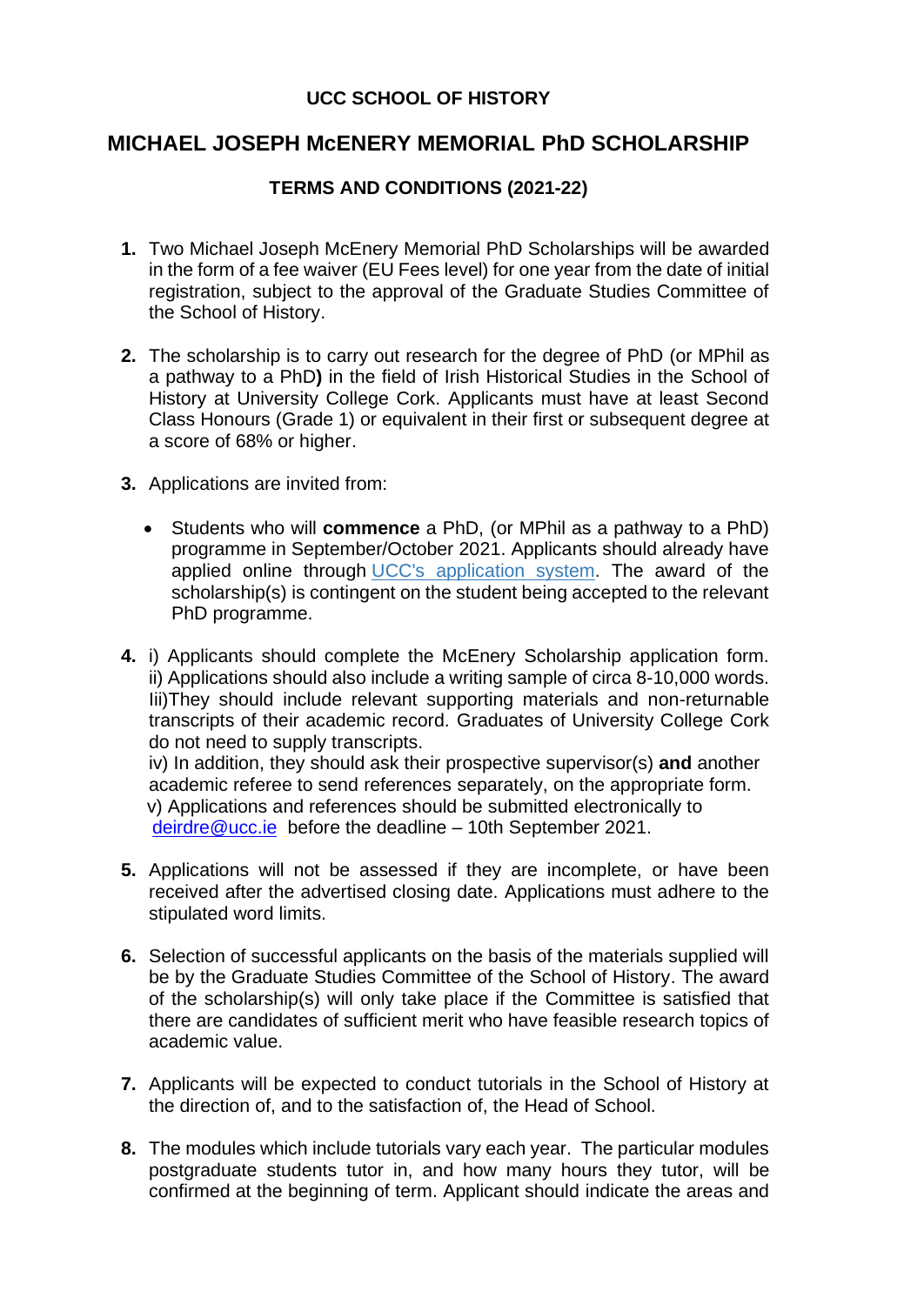**UCC SCHOOL OF HISTORY**

# MICHAEL JOSEPH McENERY MEMORIAL PhD SCHOLARSHIP

## TERMS AND CONDITIONS (2021-22)

1. Two Michael Joseph McEnery Memorial PhD Scholarships will be awarded in the form of a fee waiver (EU Fees level) for one year from the date of initial registration, subject to the approval of the Graduate Studies Committee of the School of History.

2. The scholarship is to carry out research for the degree of PhD (or MPhil as a pathway to a PhD**)** in the field of Irish Historical Studies in the School of History at University College Cork. Applicants must have at least Second Class Honours (Grade 1) or equivalent in their first or subsequent degree at a score of 68% or higher.

3. Applications are invited from:

   - Students who will **commence** a PhD, (or MPhil as a pathway to a PhD) programme in September/October 2021. Applicants should already have applied online through UCC's application system. The award of the scholarship(s) is contingent on the student being accepted to the relevant PhD programme.

4. i) Applicants should complete the McEnery Scholarship application form.
   ii) Applications should also include a writing sample of circa 8-10,000 words.
   Iii)They should include relevant supporting materials and non-returnable transcripts of their academic record. Graduates of University College Cork do not need to supply transcripts.
   iv) In addition, they should ask their prospective supervisor(s) **and** another academic referee to send references separately, on the appropriate form.
   v) Applications and references should be submitted electronically to deirdre@ucc.ie before the deadline – 10th September 2021.

5. Applications will not be assessed if they are incomplete, or have been received after the advertised closing date. Applications must adhere to the stipulated word limits.

6. Selection of successful applicants on the basis of the materials supplied will be by the Graduate Studies Committee of the School of History. The award of the scholarship(s) will only take place if the Committee is satisfied that there are candidates of sufficient merit who have feasible research topics of academic value.

7. Applicants will be expected to conduct tutorials in the School of History at the direction of, and to the satisfaction of, the Head of School.

8. The modules which include tutorials vary each year. The particular modules postgraduate students tutor in, and how many hours they tutor, will be confirmed at the beginning of term. Applicant should indicate the areas and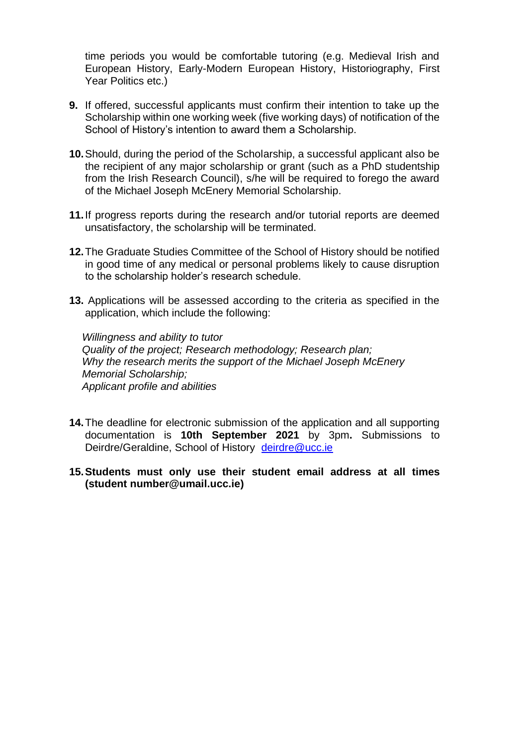time periods you would be comfortable tutoring (e.g. Medieval Irish and European History, Early-Modern European History, Historiography, First Year Politics etc.)

9. If offered, successful applicants must confirm their intention to take up the Scholarship within one working week (five working days) of notification of the School of History's intention to award them a Scholarship.

10. Should, during the period of the Scholarship, a successful applicant also be the recipient of any major scholarship or grant (such as a PhD studentship from the Irish Research Council), s/he will be required to forego the award of the Michael Joseph McEnery Memorial Scholarship.

11. If progress reports during the research and/or tutorial reports are deemed unsatisfactory, the scholarship will be terminated.

12. The Graduate Studies Committee of the School of History should be notified in good time of any medical or personal problems likely to cause disruption to the scholarship holder's research schedule.

13. Applications will be assessed according to the criteria as specified in the application, which include the following:

    *Willingness and ability to tutor*
    *Quality of the project; Research methodology; Research plan;*
    *Why the research merits the support of the Michael Joseph McEnery Memorial Scholarship;*
    *Applicant profile and abilities*

14. The deadline for electronic submission of the application and all supporting documentation is **10th September 2021** by 3pm**.** Submissions to Deirdre/Geraldine, School of History deirdre@ucc.ie

15. **Students must only use their student email address at all times (student number@umail.ucc.ie)**